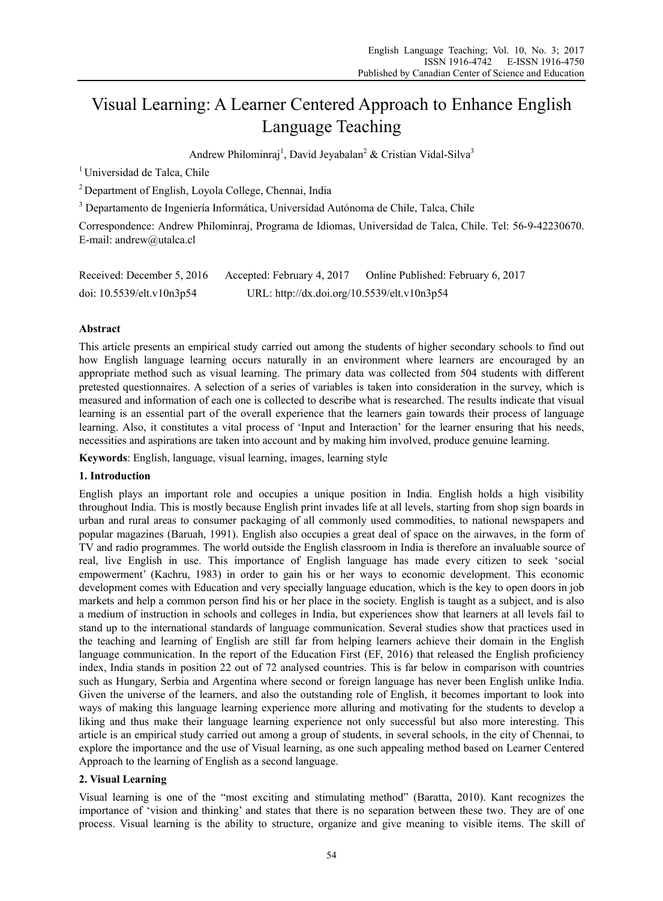# Visual Learning: A Learner Centered Approach to Enhance English Language Teaching

Andrew Philominraj[1], David Jeyabalan[2] & Cristian Vidal-Silva[3]

[1] Universidad de Talca, Chile

[2] Department of English, Loyola College, Chennai, India

[3] Departamento de Ingeniería Informática, Universidad Autónoma de Chile, Talca, Chile

Correspondence: Andrew Philominraj, Programa de Idiomas, Universidad de Talca, Chile. Tel: 56-9-42230670. E-mail: andrew@utalca.cl

Received: December 5, 2016  Accepted: February 4, 2017  Online Published: February 6, 2017

doi: 10.5539/elt.v10n3p54  URL: http://dx.doi.org/10.5539/elt.v10n3p54

## Abstract

This article presents an empirical study carried out among the students of higher secondary schools to find out how English language learning occurs naturally in an environment where learners are encouraged by an appropriate method such as visual learning. The primary data was collected from 504 students with different pretested questionnaires. A selection of a series of variables is taken into consideration in the survey, which is measured and information of each one is collected to describe what is researched. The results indicate that visual learning is an essential part of the overall experience that the learners gain towards their process of language learning. Also, it constitutes a vital process of 'Input and Interaction' for the learner ensuring that his needs, necessities and aspirations are taken into account and by making him involved, produce genuine learning.

**Keywords**: English, language, visual learning, images, learning style

## 1. Introduction

English plays an important role and occupies a unique position in India. English holds a high visibility throughout India. This is mostly because English print invades life at all levels, starting from shop sign boards in urban and rural areas to consumer packaging of all commonly used commodities, to national newspapers and popular magazines (Baruah, 1991). English also occupies a great deal of space on the airwaves, in the form of TV and radio programmes. The world outside the English classroom in India is therefore an invaluable source of real, live English in use. This importance of English language has made every citizen to seek 'social empowerment' (Kachru, 1983) in order to gain his or her ways to economic development. This economic development comes with Education and very specially language education, which is the key to open doors in job markets and help a common person find his or her place in the society. English is taught as a subject, and is also a medium of instruction in schools and colleges in India, but experiences show that learners at all levels fail to stand up to the international standards of language communication. Several studies show that practices used in the teaching and learning of English are still far from helping learners achieve their domain in the English language communication. In the report of the Education First (EF, 2016) that released the English proficiency index, India stands in position 22 out of 72 analysed countries. This is far below in comparison with countries such as Hungary, Serbia and Argentina where second or foreign language has never been English unlike India. Given the universe of the learners, and also the outstanding role of English, it becomes important to look into ways of making this language learning experience more alluring and motivating for the students to develop a liking and thus make their language learning experience not only successful but also more interesting. This article is an empirical study carried out among a group of students, in several schools, in the city of Chennai, to explore the importance and the use of Visual learning, as one such appealing method based on Learner Centered Approach to the learning of English as a second language.

## 2. Visual Learning

Visual learning is one of the "most exciting and stimulating method" (Baratta, 2010). Kant recognizes the importance of 'vision and thinking' and states that there is no separation between these two. They are of one process. Visual learning is the ability to structure, organize and give meaning to visible items. The skill of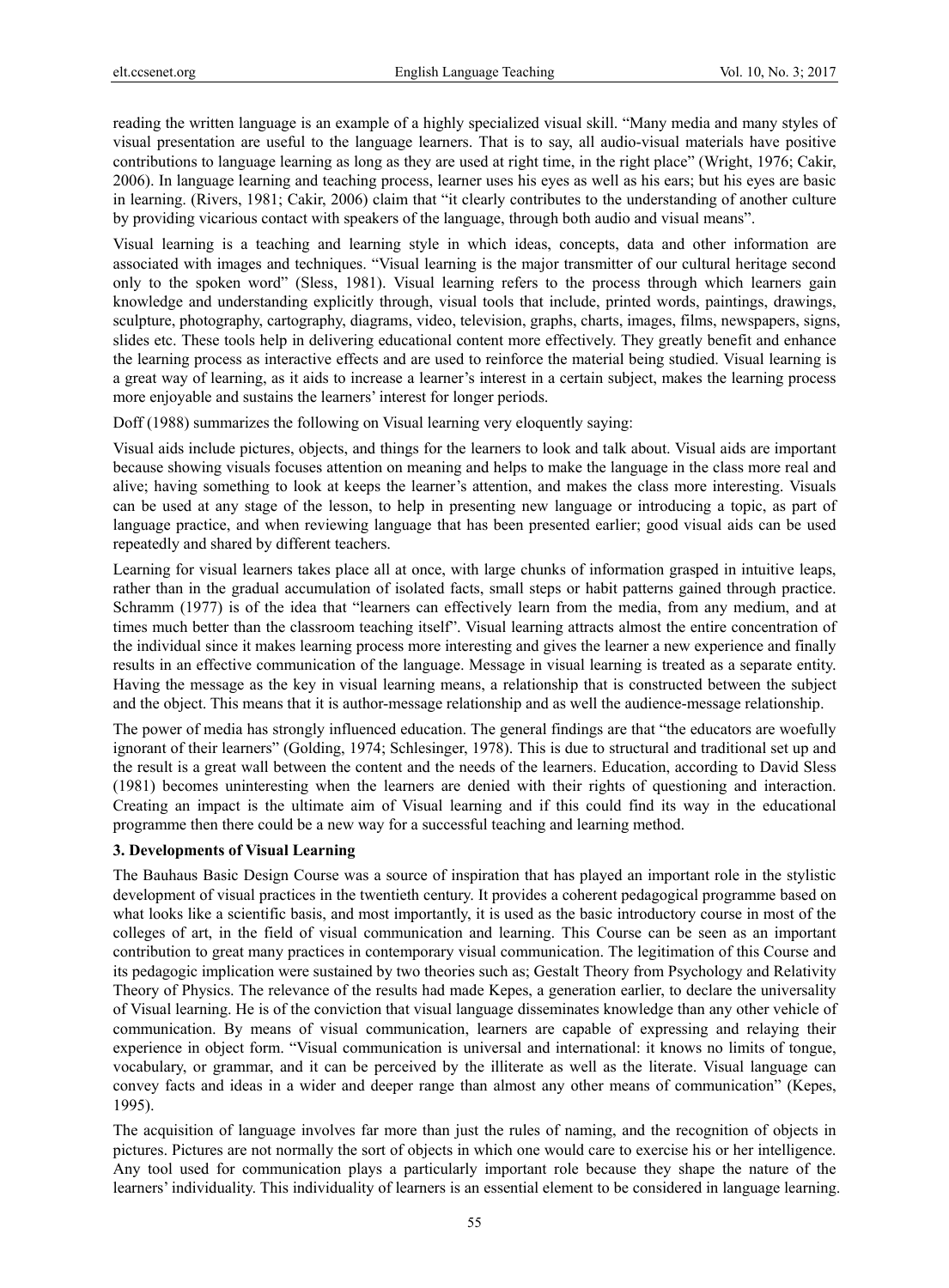reading the written language is an example of a highly specialized visual skill. "Many media and many styles of visual presentation are useful to the language learners. That is to say, all audio-visual materials have positive contributions to language learning as long as they are used at right time, in the right place" (Wright, 1976; Cakir, 2006). In language learning and teaching process, learner uses his eyes as well as his ears; but his eyes are basic in learning. (Rivers, 1981; Cakir, 2006) claim that "it clearly contributes to the understanding of another culture by providing vicarious contact with speakers of the language, through both audio and visual means".

Visual learning is a teaching and learning style in which ideas, concepts, data and other information are associated with images and techniques. "Visual learning is the major transmitter of our cultural heritage second only to the spoken word" (Sless, 1981). Visual learning refers to the process through which learners gain knowledge and understanding explicitly through, visual tools that include, printed words, paintings, drawings, sculpture, photography, cartography, diagrams, video, television, graphs, charts, images, films, newspapers, signs, slides etc. These tools help in delivering educational content more effectively. They greatly benefit and enhance the learning process as interactive effects and are used to reinforce the material being studied. Visual learning is a great way of learning, as it aids to increase a learner's interest in a certain subject, makes the learning process more enjoyable and sustains the learners' interest for longer periods.

Doff (1988) summarizes the following on Visual learning very eloquently saying:

Visual aids include pictures, objects, and things for the learners to look and talk about. Visual aids are important because showing visuals focuses attention on meaning and helps to make the language in the class more real and alive; having something to look at keeps the learner's attention, and makes the class more interesting. Visuals can be used at any stage of the lesson, to help in presenting new language or introducing a topic, as part of language practice, and when reviewing language that has been presented earlier; good visual aids can be used repeatedly and shared by different teachers.

Learning for visual learners takes place all at once, with large chunks of information grasped in intuitive leaps, rather than in the gradual accumulation of isolated facts, small steps or habit patterns gained through practice. Schramm (1977) is of the idea that "learners can effectively learn from the media, from any medium, and at times much better than the classroom teaching itself". Visual learning attracts almost the entire concentration of the individual since it makes learning process more interesting and gives the learner a new experience and finally results in an effective communication of the language. Message in visual learning is treated as a separate entity. Having the message as the key in visual learning means, a relationship that is constructed between the subject and the object. This means that it is author-message relationship and as well the audience-message relationship.

The power of media has strongly influenced education. The general findings are that "the educators are woefully ignorant of their learners" (Golding, 1974; Schlesinger, 1978). This is due to structural and traditional set up and the result is a great wall between the content and the needs of the learners. Education, according to David Sless (1981) becomes uninteresting when the learners are denied with their rights of questioning and interaction. Creating an impact is the ultimate aim of Visual learning and if this could find its way in the educational programme then there could be a new way for a successful teaching and learning method.

### 3. Developments of Visual Learning

The Bauhaus Basic Design Course was a source of inspiration that has played an important role in the stylistic development of visual practices in the twentieth century. It provides a coherent pedagogical programme based on what looks like a scientific basis, and most importantly, it is used as the basic introductory course in most of the colleges of art, in the field of visual communication and learning. This Course can be seen as an important contribution to great many practices in contemporary visual communication. The legitimation of this Course and its pedagogic implication were sustained by two theories such as; Gestalt Theory from Psychology and Relativity Theory of Physics. The relevance of the results had made Kepes, a generation earlier, to declare the universality of Visual learning. He is of the conviction that visual language disseminates knowledge than any other vehicle of communication. By means of visual communication, learners are capable of expressing and relaying their experience in object form. "Visual communication is universal and international: it knows no limits of tongue, vocabulary, or grammar, and it can be perceived by the illiterate as well as the literate. Visual language can convey facts and ideas in a wider and deeper range than almost any other means of communication" (Kepes, 1995).

The acquisition of language involves far more than just the rules of naming, and the recognition of objects in pictures. Pictures are not normally the sort of objects in which one would care to exercise his or her intelligence. Any tool used for communication plays a particularly important role because they shape the nature of the learners' individuality. This individuality of learners is an essential element to be considered in language learning.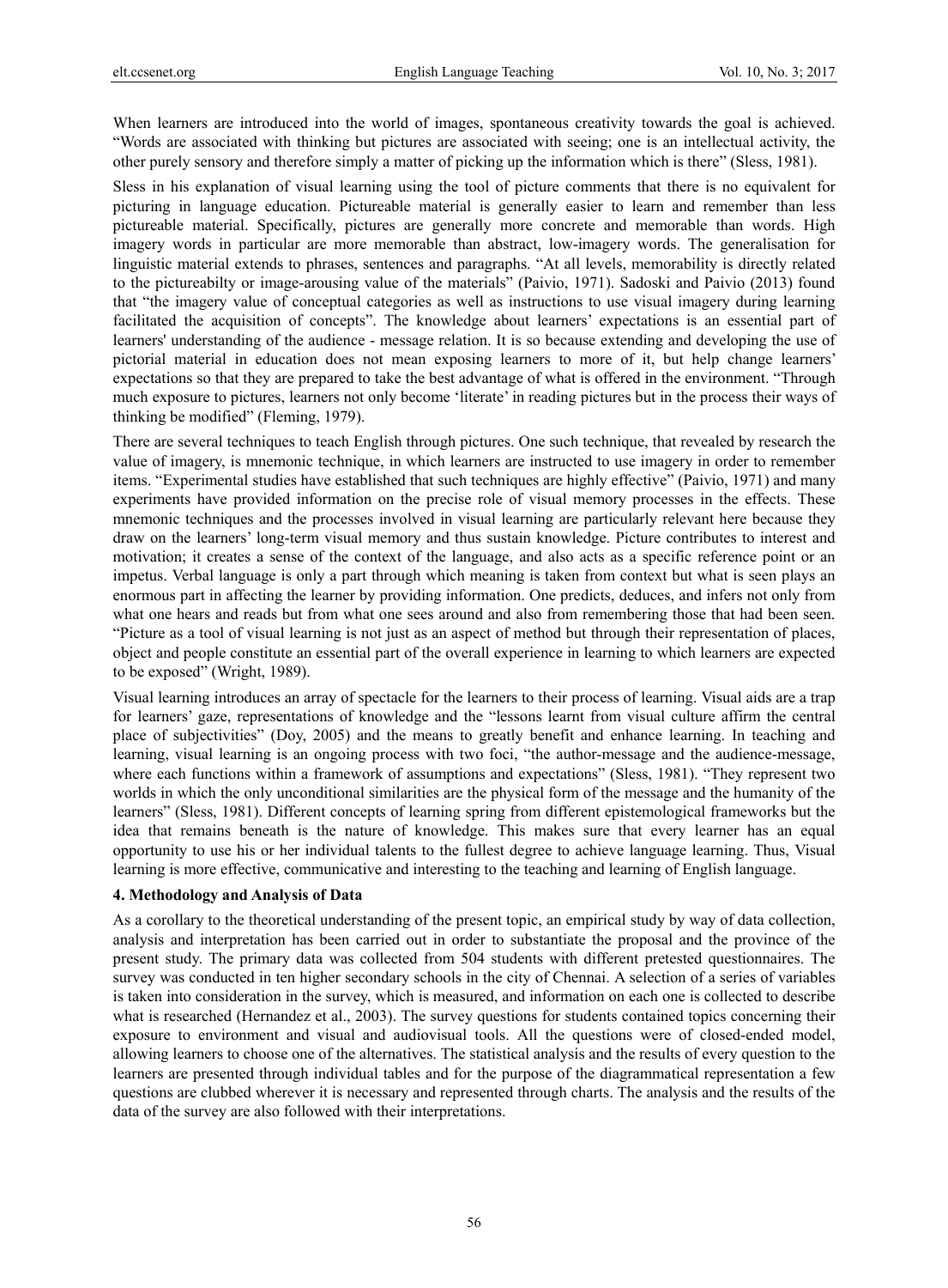When learners are introduced into the world of images, spontaneous creativity towards the goal is achieved. "Words are associated with thinking but pictures are associated with seeing; one is an intellectual activity, the other purely sensory and therefore simply a matter of picking up the information which is there" (Sless, 1981).

Sless in his explanation of visual learning using the tool of picture comments that there is no equivalent for picturing in language education. Pictureable material is generally easier to learn and remember than less pictureable material. Specifically, pictures are generally more concrete and memorable than words. High imagery words in particular are more memorable than abstract, low-imagery words. The generalisation for linguistic material extends to phrases, sentences and paragraphs. "At all levels, memorability is directly related to the pictureabilty or image-arousing value of the materials" (Paivio, 1971). Sadoski and Paivio (2013) found that "the imagery value of conceptual categories as well as instructions to use visual imagery during learning facilitated the acquisition of concepts". The knowledge about learners' expectations is an essential part of learners' understanding of the audience - message relation. It is so because extending and developing the use of pictorial material in education does not mean exposing learners to more of it, but help change learners' expectations so that they are prepared to take the best advantage of what is offered in the environment. "Through much exposure to pictures, learners not only become 'literate' in reading pictures but in the process their ways of thinking be modified" (Fleming, 1979).

There are several techniques to teach English through pictures. One such technique, that revealed by research the value of imagery, is mnemonic technique, in which learners are instructed to use imagery in order to remember items. "Experimental studies have established that such techniques are highly effective" (Paivio, 1971) and many experiments have provided information on the precise role of visual memory processes in the effects. These mnemonic techniques and the processes involved in visual learning are particularly relevant here because they draw on the learners' long-term visual memory and thus sustain knowledge. Picture contributes to interest and motivation; it creates a sense of the context of the language, and also acts as a specific reference point or an impetus. Verbal language is only a part through which meaning is taken from context but what is seen plays an enormous part in affecting the learner by providing information. One predicts, deduces, and infers not only from what one hears and reads but from what one sees around and also from remembering those that had been seen. "Picture as a tool of visual learning is not just as an aspect of method but through their representation of places, object and people constitute an essential part of the overall experience in learning to which learners are expected to be exposed" (Wright, 1989).

Visual learning introduces an array of spectacle for the learners to their process of learning. Visual aids are a trap for learners' gaze, representations of knowledge and the "lessons learnt from visual culture affirm the central place of subjectivities" (Doy, 2005) and the means to greatly benefit and enhance learning. In teaching and learning, visual learning is an ongoing process with two foci, "the author-message and the audience-message, where each functions within a framework of assumptions and expectations" (Sless, 1981). "They represent two worlds in which the only unconditional similarities are the physical form of the message and the humanity of the learners" (Sless, 1981). Different concepts of learning spring from different epistemological frameworks but the idea that remains beneath is the nature of knowledge. This makes sure that every learner has an equal opportunity to use his or her individual talents to the fullest degree to achieve language learning. Thus, Visual learning is more effective, communicative and interesting to the teaching and learning of English language.

## 4. Methodology and Analysis of Data

As a corollary to the theoretical understanding of the present topic, an empirical study by way of data collection, analysis and interpretation has been carried out in order to substantiate the proposal and the province of the present study. The primary data was collected from 504 students with different pretested questionnaires. The survey was conducted in ten higher secondary schools in the city of Chennai. A selection of a series of variables is taken into consideration in the survey, which is measured, and information on each one is collected to describe what is researched (Hernandez et al., 2003). The survey questions for students contained topics concerning their exposure to environment and visual and audiovisual tools. All the questions were of closed-ended model, allowing learners to choose one of the alternatives. The statistical analysis and the results of every question to the learners are presented through individual tables and for the purpose of the diagrammatical representation a few questions are clubbed wherever it is necessary and represented through charts. The analysis and the results of the data of the survey are also followed with their interpretations.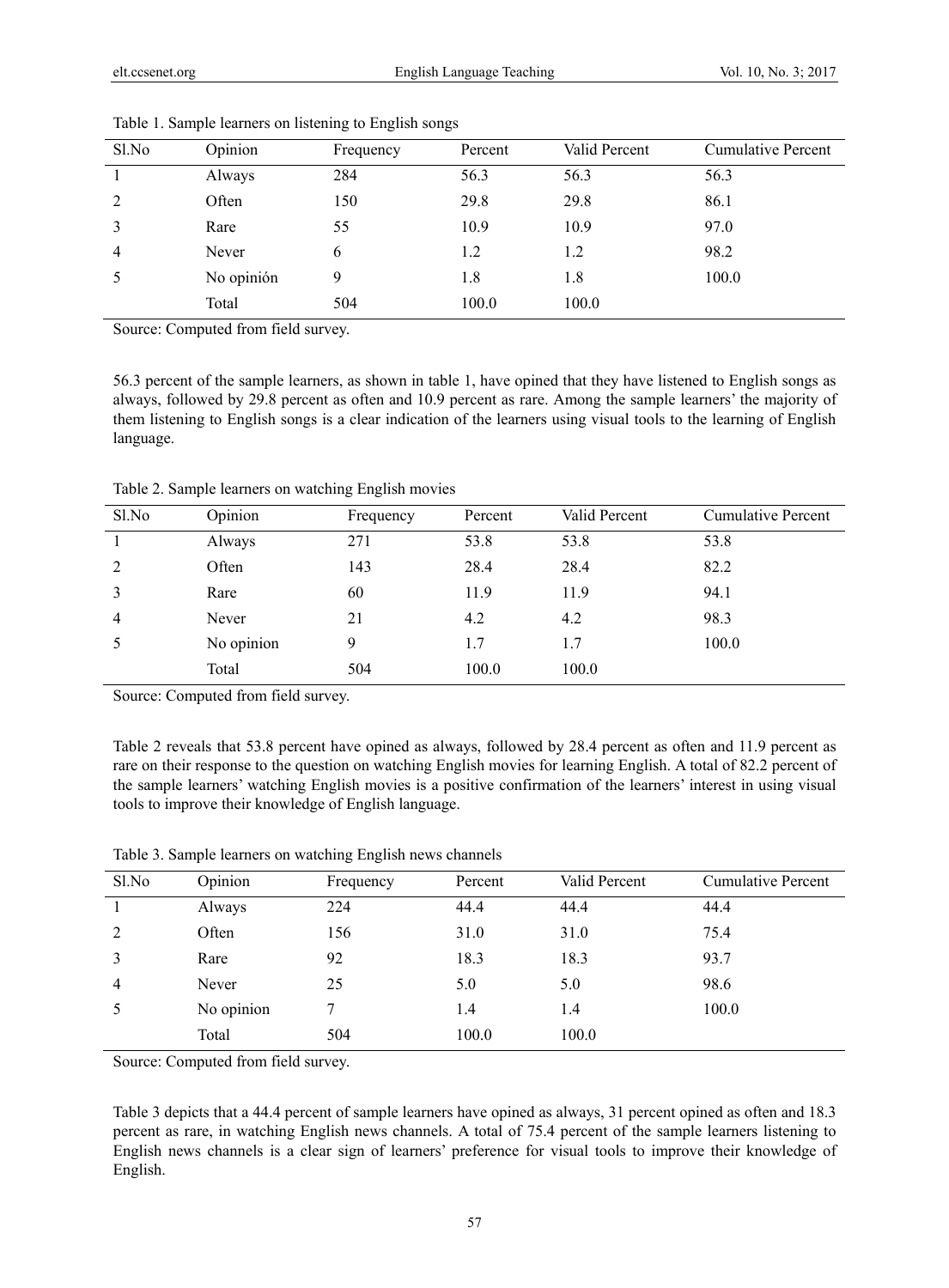Table 1. Sample learners on listening to English songs

| Sl.No | Opinion | Frequency | Percent | Valid Percent | Cumulative Percent |
|---|---|---|---|---|---|
| 1 | Always | 284 | 56.3 | 56.3 | 56.3 |
| 2 | Often | 150 | 29.8 | 29.8 | 86.1 |
| 3 | Rare | 55 | 10.9 | 10.9 | 97.0 |
| 4 | Never | 6 | 1.2 | 1.2 | 98.2 |
| 5 | No opinión | 9 | 1.8 | 1.8 | 100.0 |
| | Total | 504 | 100.0 | 100.0 | |

Source: Computed from field survey.

56.3 percent of the sample learners, as shown in table 1, have opined that they have listened to English songs as always, followed by 29.8 percent as often and 10.9 percent as rare. Among the sample learners' the majority of them listening to English songs is a clear indication of the learners using visual tools to the learning of English language.

Table 2. Sample learners on watching English movies

| Sl.No | Opinion | Frequency | Percent | Valid Percent | Cumulative Percent |
|---|---|---|---|---|---|
| 1 | Always | 271 | 53.8 | 53.8 | 53.8 |
| 2 | Often | 143 | 28.4 | 28.4 | 82.2 |
| 3 | Rare | 60 | 11.9 | 11.9 | 94.1 |
| 4 | Never | 21 | 4.2 | 4.2 | 98.3 |
| 5 | No opinion | 9 | 1.7 | 1.7 | 100.0 |
| | Total | 504 | 100.0 | 100.0 | |

Source: Computed from field survey.

Table 2 reveals that 53.8 percent have opined as always, followed by 28.4 percent as often and 11.9 percent as rare on their response to the question on watching English movies for learning English. A total of 82.2 percent of the sample learners' watching English movies is a positive confirmation of the learners' interest in using visual tools to improve their knowledge of English language.

Table 3. Sample learners on watching English news channels

| Sl.No | Opinion | Frequency | Percent | Valid Percent | Cumulative Percent |
|---|---|---|---|---|---|
| 1 | Always | 224 | 44.4 | 44.4 | 44.4 |
| 2 | Often | 156 | 31.0 | 31.0 | 75.4 |
| 3 | Rare | 92 | 18.3 | 18.3 | 93.7 |
| 4 | Never | 25 | 5.0 | 5.0 | 98.6 |
| 5 | No opinion | 7 | 1.4 | 1.4 | 100.0 |
| | Total | 504 | 100.0 | 100.0 | |

Source: Computed from field survey.

Table 3 depicts that a 44.4 percent of sample learners have opined as always, 31 percent opined as often and 18.3 percent as rare, in watching English news channels. A total of 75.4 percent of the sample learners listening to English news channels is a clear sign of learners' preference for visual tools to improve their knowledge of English.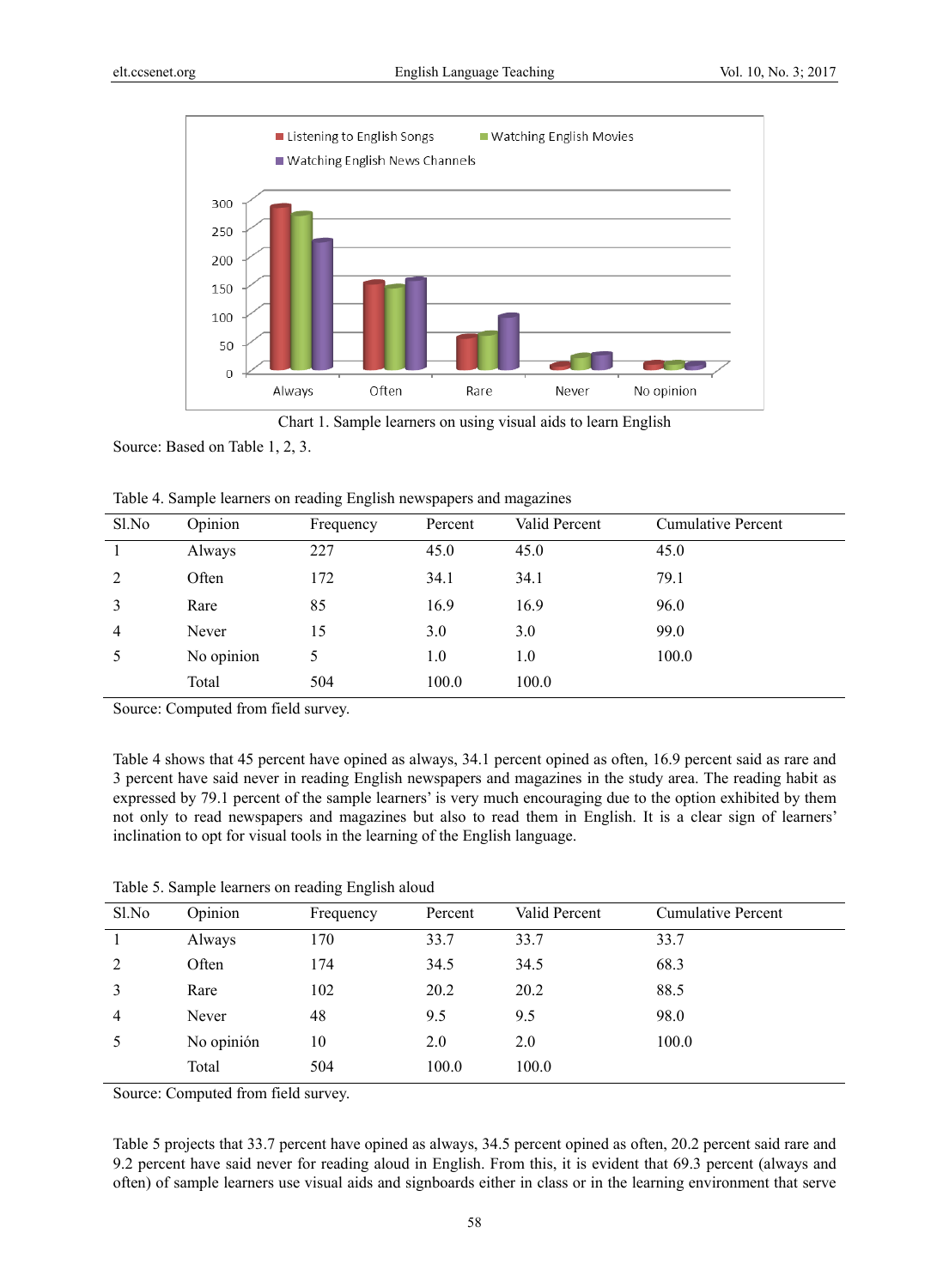Chart 1. Sample learners on using visual aids to learn English

Source: Based on Table 1, 2, 3.

Table 4. Sample learners on reading English newspapers and magazines

| Sl.No | Opinion | Frequency | Percent | Valid Percent | Cumulative Percent |
|---|---|---|---|---|---|
| 1 | Always | 227 | 45.0 | 45.0 | 45.0 |
| 2 | Often | 172 | 34.1 | 34.1 | 79.1 |
| 3 | Rare | 85 | 16.9 | 16.9 | 96.0 |
| 4 | Never | 15 | 3.0 | 3.0 | 99.0 |
| 5 | No opinion | 5 | 1.0 | 1.0 | 100.0 |
| | Total | 504 | 100.0 | 100.0 | |

Source: Computed from field survey.

Table 4 shows that 45 percent have opined as always, 34.1 percent opined as often, 16.9 percent said as rare and 3 percent have said never in reading English newspapers and magazines in the study area. The reading habit as expressed by 79.1 percent of the sample learners' is very much encouraging due to the option exhibited by them not only to read newspapers and magazines but also to read them in English. It is a clear sign of learners' inclination to opt for visual tools in the learning of the English language.

Table 5. Sample learners on reading English aloud

| Sl.No | Opinion | Frequency | Percent | Valid Percent | Cumulative Percent |
|---|---|---|---|---|---|
| 1 | Always | 170 | 33.7 | 33.7 | 33.7 |
| 2 | Often | 174 | 34.5 | 34.5 | 68.3 |
| 3 | Rare | 102 | 20.2 | 20.2 | 88.5 |
| 4 | Never | 48 | 9.5 | 9.5 | 98.0 |
| 5 | No opinión | 10 | 2.0 | 2.0 | 100.0 |
| | Total | 504 | 100.0 | 100.0 | |

Source: Computed from field survey.

Table 5 projects that 33.7 percent have opined as always, 34.5 percent opined as often, 20.2 percent said rare and 9.2 percent have said never for reading aloud in English. From this, it is evident that 69.3 percent (always and often) of sample learners use visual aids and signboards either in class or in the learning environment that serve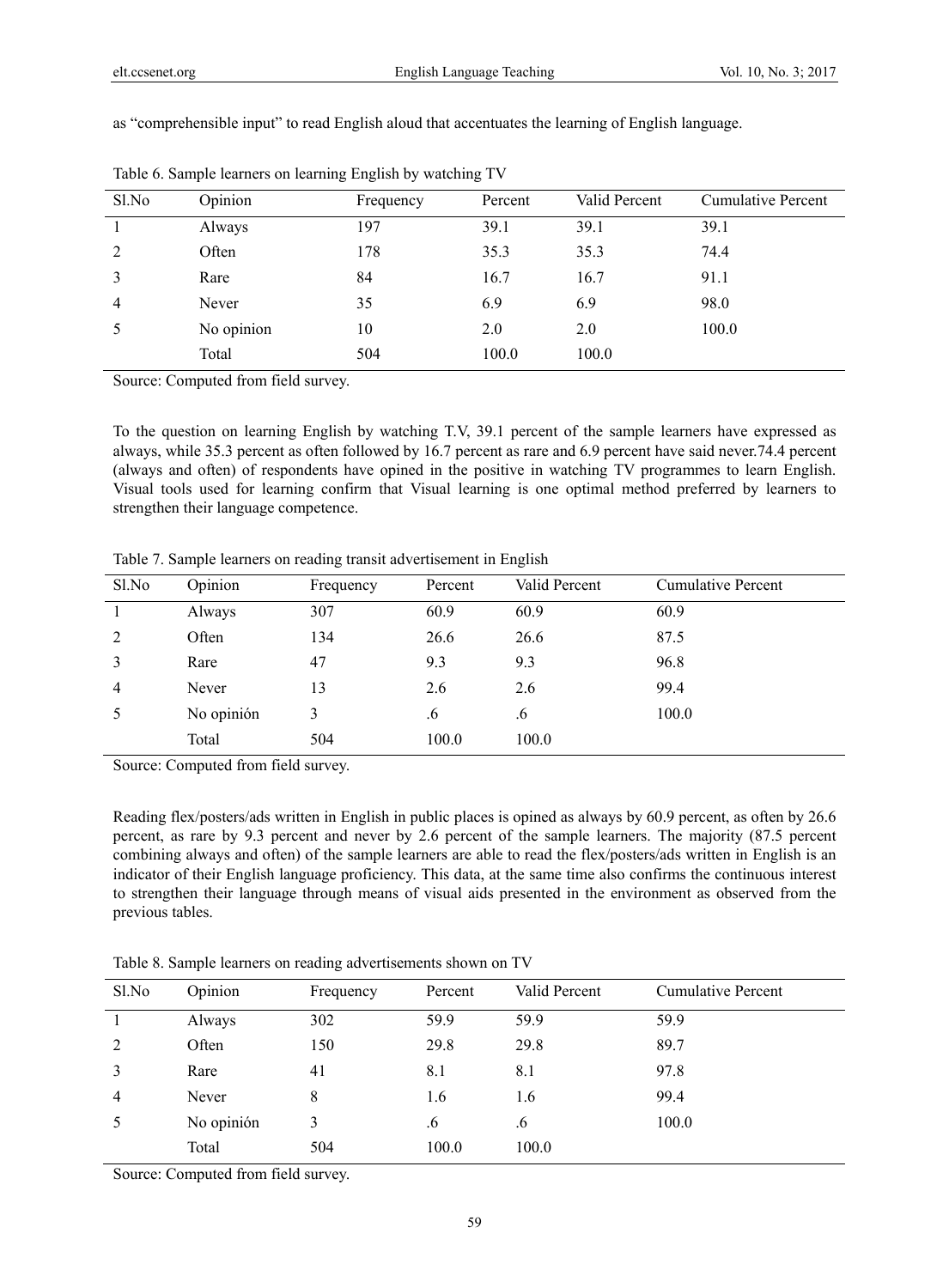as "comprehensible input" to read English aloud that accentuates the learning of English language.

Table 6. Sample learners on learning English by watching TV

| Sl.No | Opinion | Frequency | Percent | Valid Percent | Cumulative Percent |
|---|---|---|---|---|---|
| 1 | Always | 197 | 39.1 | 39.1 | 39.1 |
| 2 | Often | 178 | 35.3 | 35.3 | 74.4 |
| 3 | Rare | 84 | 16.7 | 16.7 | 91.1 |
| 4 | Never | 35 | 6.9 | 6.9 | 98.0 |
| 5 | No opinion | 10 | 2.0 | 2.0 | 100.0 |
| | Total | 504 | 100.0 | 100.0 | |

Source: Computed from field survey.

To the question on learning English by watching T.V, 39.1 percent of the sample learners have expressed as always, while 35.3 percent as often followed by 16.7 percent as rare and 6.9 percent have said never.74.4 percent (always and often) of respondents have opined in the positive in watching TV programmes to learn English. Visual tools used for learning confirm that Visual learning is one optimal method preferred by learners to strengthen their language competence.

Table 7. Sample learners on reading transit advertisement in English

| Sl.No | Opinion | Frequency | Percent | Valid Percent | Cumulative Percent |
|---|---|---|---|---|---|
| 1 | Always | 307 | 60.9 | 60.9 | 60.9 |
| 2 | Often | 134 | 26.6 | 26.6 | 87.5 |
| 3 | Rare | 47 | 9.3 | 9.3 | 96.8 |
| 4 | Never | 13 | 2.6 | 2.6 | 99.4 |
| 5 | No opinión | 3 | .6 | .6 | 100.0 |
| | Total | 504 | 100.0 | 100.0 | |

Source: Computed from field survey.

Reading flex/posters/ads written in English in public places is opined as always by 60.9 percent, as often by 26.6 percent, as rare by 9.3 percent and never by 2.6 percent of the sample learners. The majority (87.5 percent combining always and often) of the sample learners are able to read the flex/posters/ads written in English is an indicator of their English language proficiency. This data, at the same time also confirms the continuous interest to strengthen their language through means of visual aids presented in the environment as observed from the previous tables.

Table 8. Sample learners on reading advertisements shown on TV

| Sl.No | Opinion | Frequency | Percent | Valid Percent | Cumulative Percent |
|---|---|---|---|---|---|
| 1 | Always | 302 | 59.9 | 59.9 | 59.9 |
| 2 | Often | 150 | 29.8 | 29.8 | 89.7 |
| 3 | Rare | 41 | 8.1 | 8.1 | 97.8 |
| 4 | Never | 8 | 1.6 | 1.6 | 99.4 |
| 5 | No opinión | 3 | .6 | .6 | 100.0 |
| | Total | 504 | 100.0 | 100.0 | |

Source: Computed from field survey.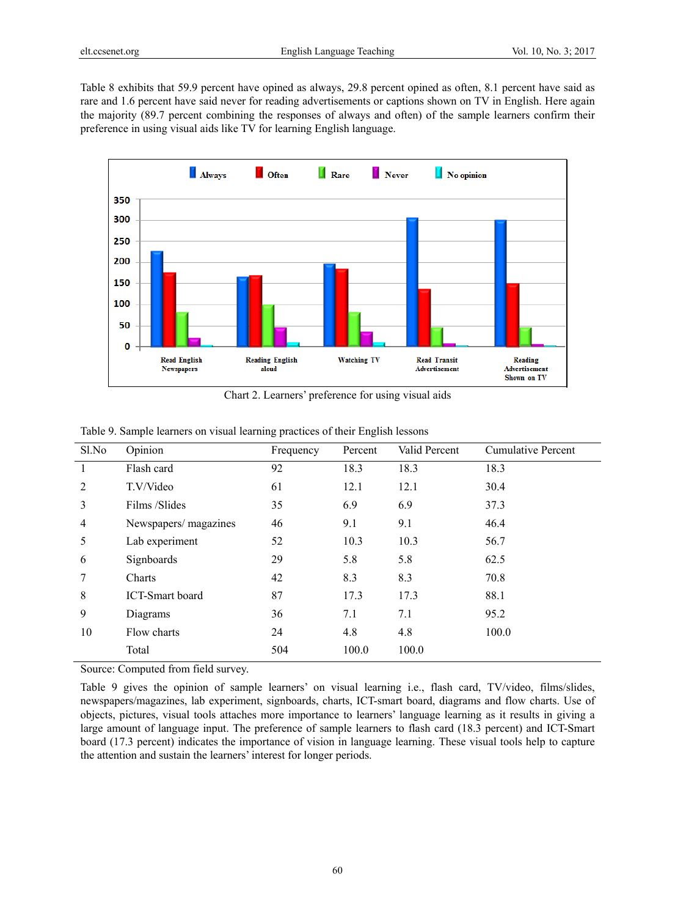Table 8 exhibits that 59.9 percent have opined as always, 29.8 percent opined as often, 8.1 percent have said as rare and 1.6 percent have said never for reading advertisements or captions shown on TV in English. Here again the majority (89.7 percent combining the responses of always and often) of the sample learners confirm their preference in using visual aids like TV for learning English language.

Chart 2. Learners' preference for using visual aids

Table 9. Sample learners on visual learning practices of their English lessons

| Sl.No | Opinion | Frequency | Percent | Valid Percent | Cumulative Percent |
|---|---|---|---|---|---|
| 1 | Flash card | 92 | 18.3 | 18.3 | 18.3 |
| 2 | T.V/Video | 61 | 12.1 | 12.1 | 30.4 |
| 3 | Films /Slides | 35 | 6.9 | 6.9 | 37.3 |
| 4 | Newspapers/ magazines | 46 | 9.1 | 9.1 | 46.4 |
| 5 | Lab experiment | 52 | 10.3 | 10.3 | 56.7 |
| 6 | Signboards | 29 | 5.8 | 5.8 | 62.5 |
| 7 | Charts | 42 | 8.3 | 8.3 | 70.8 |
| 8 | ICT-Smart board | 87 | 17.3 | 17.3 | 88.1 |
| 9 | Diagrams | 36 | 7.1 | 7.1 | 95.2 |
| 10 | Flow charts | 24 | 4.8 | 4.8 | 100.0 |
| | Total | 504 | 100.0 | 100.0 | |

Source: Computed from field survey.

Table 9 gives the opinion of sample learners' on visual learning i.e., flash card, TV/video, films/slides, newspapers/magazines, lab experiment, signboards, charts, ICT-smart board, diagrams and flow charts. Use of objects, pictures, visual tools attaches more importance to learners' language learning as it results in giving a large amount of language input. The preference of sample learners to flash card (18.3 percent) and ICT-Smart board (17.3 percent) indicates the importance of vision in language learning. These visual tools help to capture the attention and sustain the learners' interest for longer periods.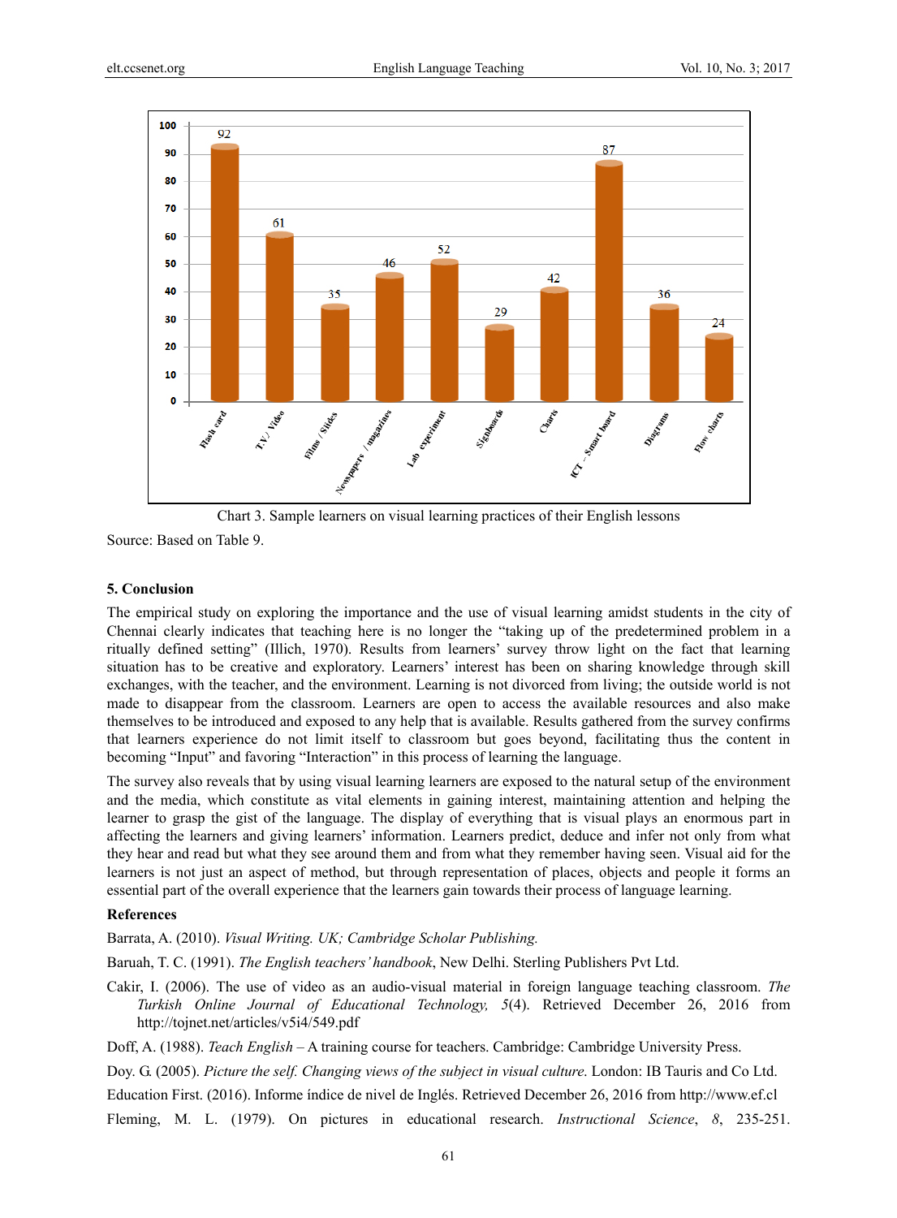100
90
80
70
60
50
40
30
20
10
0

92
61
35
46
52
29
42
87
36
24

Flash card
T.V./ Video
Films / Slides
Newspapers / magazines
Lab experiment
Signboards
Charts
ICT – Smart board
Diagrams
Flow charts

Chart 3. Sample learners on visual learning practices of their English lessons

Source: Based on Table 9.

## 5. Conclusion

The empirical study on exploring the importance and the use of visual learning amidst students in the city of Chennai clearly indicates that teaching here is no longer the "taking up of the predetermined problem in a ritually defined setting" (Illich, 1970). Results from learners' survey throw light on the fact that learning situation has to be creative and exploratory. Learners' interest has been on sharing knowledge through skill exchanges, with the teacher, and the environment. Learning is not divorced from living; the outside world is not made to disappear from the classroom. Learners are open to access the available resources and also make themselves to be introduced and exposed to any help that is available. Results gathered from the survey confirms that learners experience do not limit itself to classroom but goes beyond, facilitating thus the content in becoming "Input" and favoring "Interaction" in this process of learning the language.

The survey also reveals that by using visual learning learners are exposed to the natural setup of the environment and the media, which constitute as vital elements in gaining interest, maintaining attention and helping the learner to grasp the gist of the language. The display of everything that is visual plays an enormous part in affecting the learners and giving learners' information. Learners predict, deduce and infer not only from what they hear and read but what they see around them and from what they remember having seen. Visual aid for the learners is not just an aspect of method, but through representation of places, objects and people it forms an essential part of the overall experience that the learners gain towards their process of language learning.

## References

Barrata, A. (2010). *Visual Writing. UK; Cambridge Scholar Publishing.*

Baruah, T. C. (1991). *The English teachers' handbook*, New Delhi. Sterling Publishers Pvt Ltd.

Cakir, I. (2006). The use of video as an audio-visual material in foreign language teaching classroom. *The Turkish Online Journal of Educational Technology, 5*(4). Retrieved December 26, 2016 from http://tojnet.net/articles/v5i4/549.pdf

Doff, A. (1988). *Teach English* – A training course for teachers. Cambridge: Cambridge University Press.

Doy. G. (2005). *Picture the self. Changing views of the subject in visual culture.* London: IB Tauris and Co Ltd.

Education First. (2016). Informe índice de nivel de Inglés. Retrieved December 26, 2016 from http://www.ef.cl

Fleming, M. L. (1979). On pictures in educational research. *Instructional Science*, *8*, 235-251.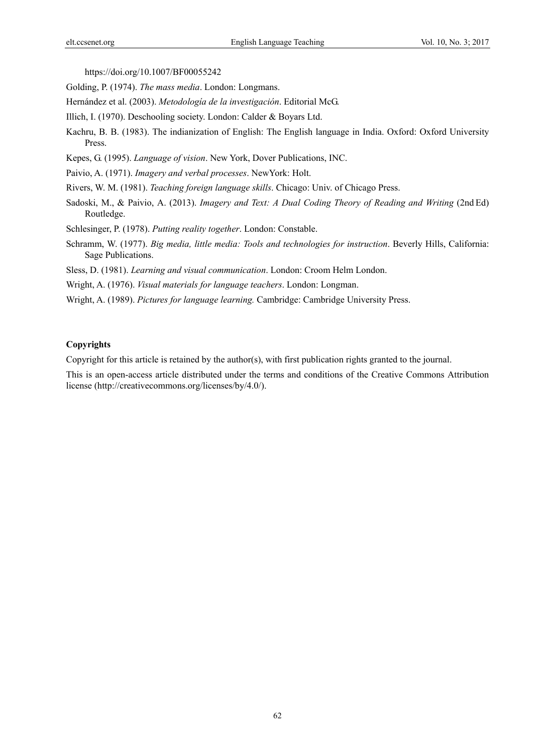https://doi.org/10.1007/BF00055242

Golding, P. (1974). *The mass media*. London: Longmans.

Hernández et al. (2003). *Metodología de la investigación*. Editorial McG.

Illich, I. (1970). Deschooling society. London: Calder & Boyars Ltd.

Kachru, B. B. (1983). The indianization of English: The English language in India. Oxford: Oxford University Press.

Kepes, G. (1995). *Language of vision*. New York, Dover Publications, INC.

Paivio, A. (1971). *Imagery and verbal processes*. NewYork: Holt.

Rivers, W. M. (1981). *Teaching foreign language skills*. Chicago: Univ. of Chicago Press.

Sadoski, M., & Paivio, A. (2013). *Imagery and Text: A Dual Coding Theory of Reading and Writing* (2nd Ed) Routledge.

Schlesinger, P. (1978). *Putting reality together*. London: Constable.

Schramm, W. (1977). *Big media, little media: Tools and technologies for instruction*. Beverly Hills, California: Sage Publications.

Sless, D. (1981). *Learning and visual communication*. London: Croom Helm London.

Wright, A. (1976). *Visual materials for language teachers*. London: Longman.

Wright, A. (1989). *Pictures for language learning.* Cambridge: Cambridge University Press.

**Copyrights**

Copyright for this article is retained by the author(s), with first publication rights granted to the journal.

This is an open-access article distributed under the terms and conditions of the Creative Commons Attribution license (http://creativecommons.org/licenses/by/4.0/).